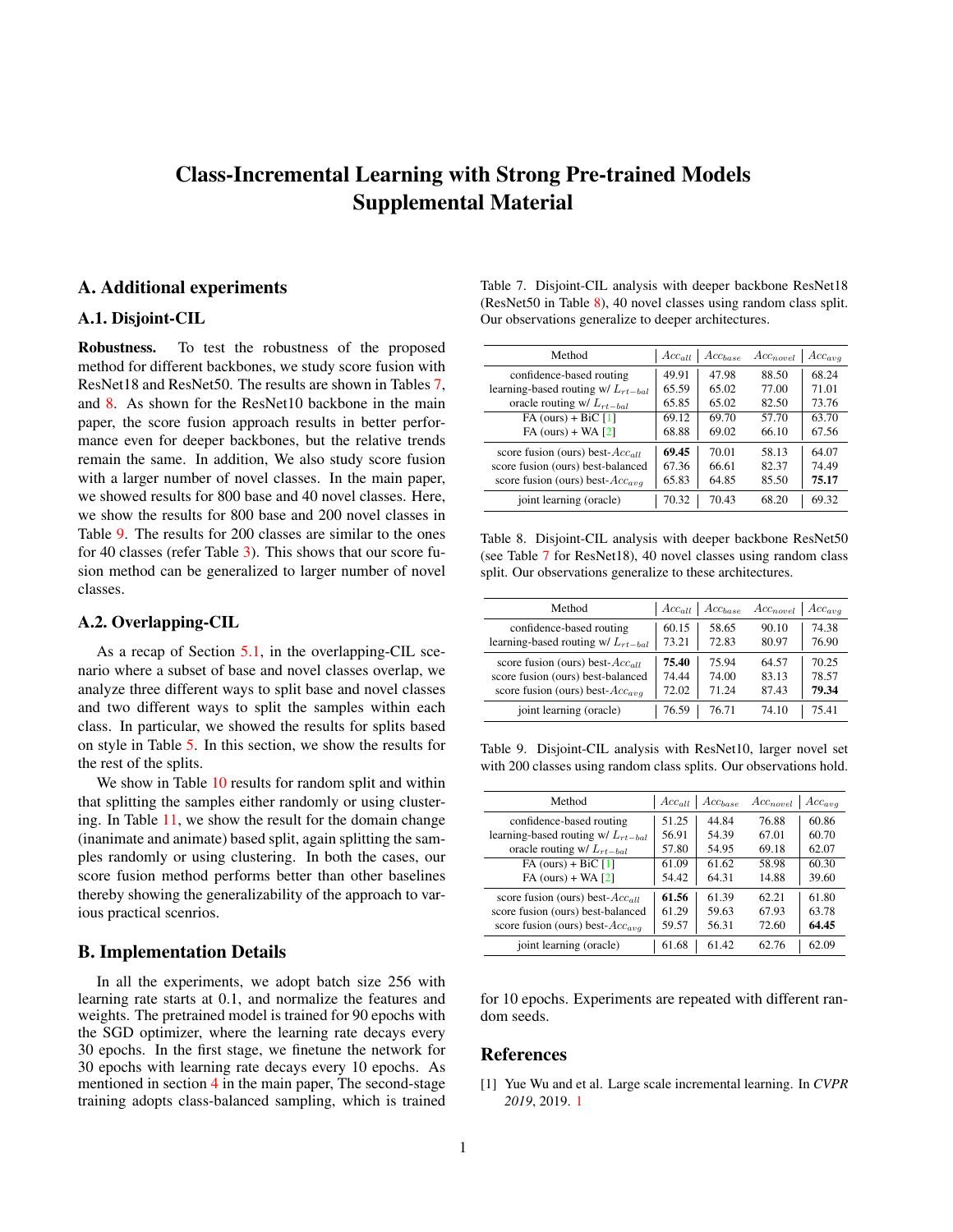# Class-Incremental Learning with Strong Pre-trained Models Supplemental Material

## A. Additional experiments

### A.1. Disjoint-CIL

**Robustness.** To test the robustness of the proposed method for different backbones, we study score fusion with ResNet18 and ResNet50. The results are shown in Tables 7, and 8. As shown for the ResNet10 backbone in the main paper, the score fusion approach results in better performance even for deeper backbones, but the relative trends remain the same. In addition, We also study score fusion with a larger number of novel classes. In the main paper, we showed results for 800 base and 40 novel classes. Here, we show the results for 800 base and 200 novel classes in Table 9. The results for 200 classes are similar to the ones for 40 classes (refer Table 3). This shows that our score fusion method can be generalized to larger number of novel classes.

### A.2. Overlapping-CIL

As a recap of Section 5.1, in the overlapping-CIL scenario where a subset of base and novel classes overlap, we analyze three different ways to split base and novel classes and two different ways to split the samples within each class. In particular, we showed the results for splits based on style in Table 5. In this section, we show the results for the rest of the splits.

We show in Table 10 results for random split and within that splitting the samples either randomly or using clustering. In Table 11, we show the result for the domain change (inanimate and animate) based split, again splitting the samples randomly or using clustering. In both the cases, our score fusion method performs better than other baselines thereby showing the generalizability of the approach to various practical scenrios.

## B. Implementation Details

In all the experiments, we adopt batch size 256 with learning rate starts at 0.1, and normalize the features and weights. The pretrained model is trained for 90 epochs with the SGD optimizer, where the learning rate decays every 30 epochs. In the first stage, we finetune the network for 30 epochs with learning rate decays every 10 epochs. As mentioned in section 4 in the main paper, The second-stage training adopts class-balanced sampling, which is trained for 10 epochs. Experiments are repeated with different random seeds.

Table 7. Disjoint-CIL analysis with deeper backbone ResNet18 (ResNet50 in Table 8), 40 novel classes using random class split. Our observations generalize to deeper architectures.

| Method | $Acc_{all}$ | $Acc_{base}$ | $Acc_{novel}$ | $Acc_{avg}$ |
|---|---|---|---|---|
| confidence-based routing | 49.91 | 47.98 | 88.50 | 68.24 |
| learning-based routing w/ $L_{rt-bal}$ | 65.59 | 65.02 | 77.00 | 71.01 |
| oracle routing w/ $L_{rt-bal}$ | 65.85 | 65.02 | 82.50 | 73.76 |
| FA (ours) + BiC [1] | 69.12 | 69.70 | 57.70 | 63.70 |
| FA (ours) + WA [2] | 68.88 | 69.02 | 66.10 | 67.56 |
| score fusion (ours) best-$Acc_{all}$ | **69.45** | 70.01 | 58.13 | 64.07 |
| score fusion (ours) best-balanced | 67.36 | 66.61 | 82.37 | 74.49 |
| score fusion (ours) best-$Acc_{avg}$ | 65.83 | 64.85 | 85.50 | **75.17** |
| joint learning (oracle) | 70.32 | 70.43 | 68.20 | 69.32 |

Table 8. Disjoint-CIL analysis with deeper backbone ResNet50 (see Table 7 for ResNet18), 40 novel classes using random class split. Our observations generalize to these architectures.

| Method | $Acc_{all}$ | $Acc_{base}$ | $Acc_{novel}$ | $Acc_{avg}$ |
|---|---|---|---|---|
| confidence-based routing | 60.15 | 58.65 | 90.10 | 74.38 |
| learning-based routing w/ $L_{rt-bal}$ | 73.21 | 72.83 | 80.97 | 76.90 |
| score fusion (ours) best-$Acc_{all}$ | **75.40** | 75.94 | 64.57 | 70.25 |
| score fusion (ours) best-balanced | 74.44 | 74.00 | 83.13 | 78.57 |
| score fusion (ours) best-$Acc_{avg}$ | 72.02 | 71.24 | 87.43 | **79.34** |
| joint learning (oracle) | 76.59 | 76.71 | 74.10 | 75.41 |

Table 9. Disjoint-CIL analysis with ResNet10, larger novel set with 200 classes using random class splits. Our observations hold.

| Method | $Acc_{all}$ | $Acc_{base}$ | $Acc_{novel}$ | $Acc_{avg}$ |
|---|---|---|---|---|
| confidence-based routing | 51.25 | 44.84 | 76.88 | 60.86 |
| learning-based routing w/ $L_{rt-bal}$ | 56.91 | 54.39 | 67.01 | 60.70 |
| oracle routing w/ $L_{rt-bal}$ | 57.80 | 54.95 | 69.18 | 62.07 |
| FA (ours) + BiC [1] | 61.09 | 61.62 | 58.98 | 60.30 |
| FA (ours) + WA [2] | 54.42 | 64.31 | 14.88 | 39.60 |
| score fusion (ours) best-$Acc_{all}$ | **61.56** | 61.39 | 62.21 | 61.80 |
| score fusion (ours) best-balanced | 61.29 | 59.63 | 67.93 | 63.78 |
| score fusion (ours) best-$Acc_{avg}$ | 59.57 | 56.31 | 72.60 | **64.45** |
| joint learning (oracle) | 61.68 | 61.42 | 62.76 | 62.09 |

## References

[1] Yue Wu and et al. Large scale incremental learning. In *CVPR 2019*, 2019. 1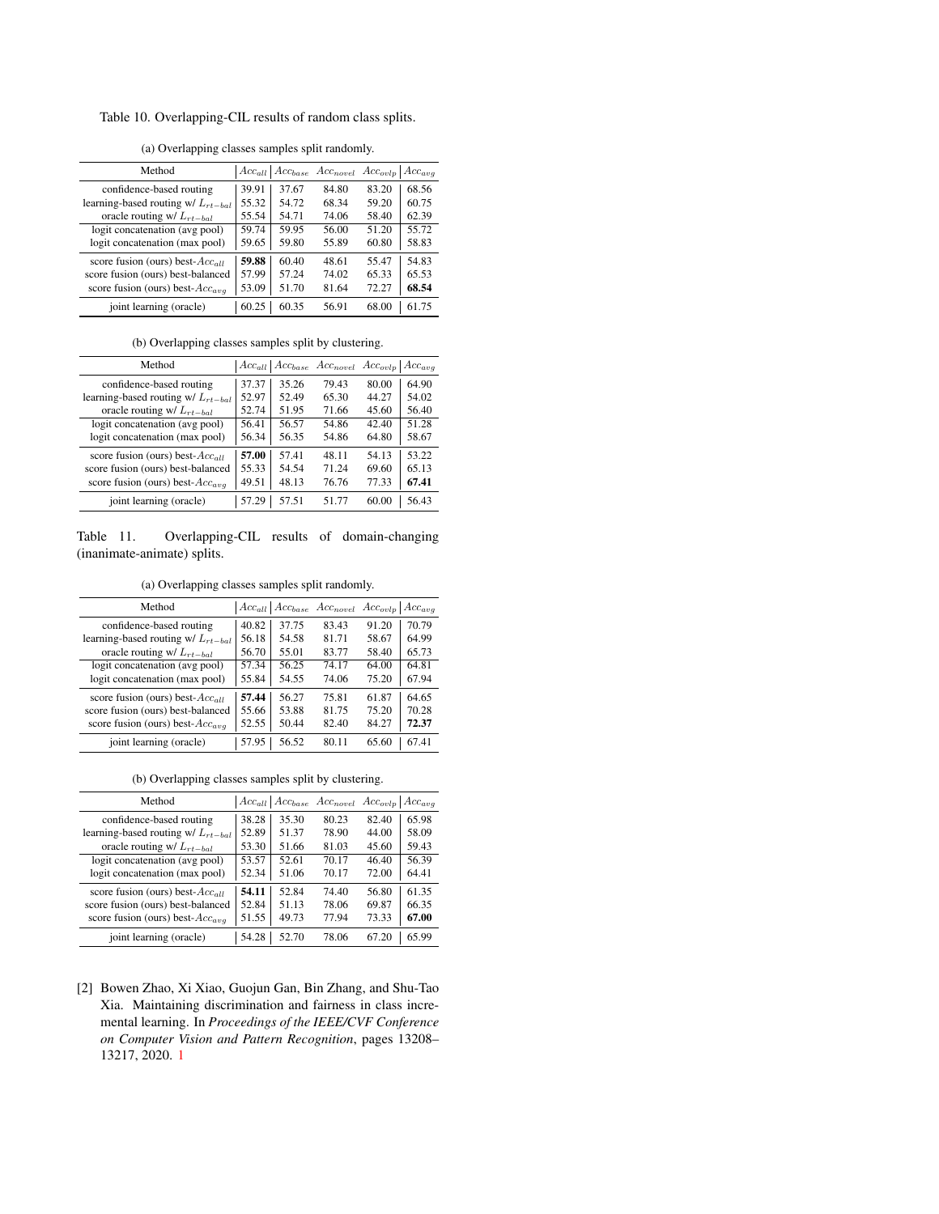Table 10. Overlapping-CIL results of random class splits.

(a) Overlapping classes samples split randomly.

| Method | $Acc_{all}$ | $Acc_{base}$ | $Acc_{novel}$ | $Acc_{ovlp}$ | $Acc_{avg}$ |
|---|---|---|---|---|---|
| confidence-based routing | 39.91 | 37.67 | 84.80 | 83.20 | 68.56 |
| learning-based routing w/ $L_{rt-bal}$ | 55.32 | 54.72 | 68.34 | 59.20 | 60.75 |
| oracle routing w/ $L_{rt-bal}$ | 55.54 | 54.71 | 74.06 | 58.40 | 62.39 |
| logit concatenation (avg pool) | 59.74 | 59.95 | 56.00 | 51.20 | 55.72 |
| logit concatenation (max pool) | 59.65 | 59.80 | 55.89 | 60.80 | 58.83 |
| score fusion (ours) best-$Acc_{all}$ | **59.88** | 60.40 | 48.61 | 55.47 | 54.83 |
| score fusion (ours) best-balanced | 57.99 | 57.24 | 74.02 | 65.33 | 65.53 |
| score fusion (ours) best-$Acc_{avg}$ | 53.09 | 51.70 | 81.64 | 72.27 | **68.54** |
| joint learning (oracle) | 60.25 | 60.35 | 56.91 | 68.00 | 61.75 |

(b) Overlapping classes samples split by clustering.

| Method | $Acc_{all}$ | $Acc_{base}$ | $Acc_{novel}$ | $Acc_{ovlp}$ | $Acc_{avg}$ |
|---|---|---|---|---|---|
| confidence-based routing | 37.37 | 35.26 | 79.43 | 80.00 | 64.90 |
| learning-based routing w/ $L_{rt-bal}$ | 52.97 | 52.49 | 65.30 | 44.27 | 54.02 |
| oracle routing w/ $L_{rt-bal}$ | 52.74 | 51.95 | 71.66 | 45.60 | 56.40 |
| logit concatenation (avg pool) | 56.41 | 56.57 | 54.86 | 42.40 | 51.28 |
| logit concatenation (max pool) | 56.34 | 56.35 | 54.86 | 64.80 | 58.67 |
| score fusion (ours) best-$Acc_{all}$ | **57.00** | 57.41 | 48.11 | 54.13 | 53.22 |
| score fusion (ours) best-balanced | 55.33 | 54.54 | 71.24 | 69.60 | 65.13 |
| score fusion (ours) best-$Acc_{avg}$ | 49.51 | 48.13 | 76.76 | 77.33 | **67.41** |
| joint learning (oracle) | 57.29 | 57.51 | 51.77 | 60.00 | 56.43 |

Table 11. Overlapping-CIL results of domain-changing (inanimate-animate) splits.

(a) Overlapping classes samples split randomly.

| Method | $Acc_{all}$ | $Acc_{base}$ | $Acc_{novel}$ | $Acc_{ovlp}$ | $Acc_{avg}$ |
|---|---|---|---|---|---|
| confidence-based routing | 40.82 | 37.75 | 83.43 | 91.20 | 70.79 |
| learning-based routing w/ $L_{rt-bal}$ | 56.18 | 54.58 | 81.71 | 58.67 | 64.99 |
| oracle routing w/ $L_{rt-bal}$ | 56.70 | 55.01 | 83.77 | 58.40 | 65.73 |
| logit concatenation (avg pool) | 57.34 | 56.25 | 74.17 | 64.00 | 64.81 |
| logit concatenation (max pool) | 55.84 | 54.55 | 74.06 | 75.20 | 67.94 |
| score fusion (ours) best-$Acc_{all}$ | **57.44** | 56.27 | 75.81 | 61.87 | 64.65 |
| score fusion (ours) best-balanced | 55.66 | 53.88 | 81.75 | 75.20 | 70.28 |
| score fusion (ours) best-$Acc_{avg}$ | 52.55 | 50.44 | 82.40 | 84.27 | **72.37** |
| joint learning (oracle) | 57.95 | 56.52 | 80.11 | 65.60 | 67.41 |

(b) Overlapping classes samples split by clustering.

| Method | $Acc_{all}$ | $Acc_{base}$ | $Acc_{novel}$ | $Acc_{ovlp}$ | $Acc_{avg}$ |
|---|---|---|---|---|---|
| confidence-based routing | 38.28 | 35.30 | 80.23 | 82.40 | 65.98 |
| learning-based routing w/ $L_{rt-bal}$ | 52.89 | 51.37 | 78.90 | 44.00 | 58.09 |
| oracle routing w/ $L_{rt-bal}$ | 53.30 | 51.66 | 81.03 | 45.60 | 59.43 |
| logit concatenation (avg pool) | 53.57 | 52.61 | 70.17 | 46.40 | 56.39 |
| logit concatenation (max pool) | 52.34 | 51.06 | 70.17 | 72.00 | 64.41 |
| score fusion (ours) best-$Acc_{all}$ | **54.11** | 52.84 | 74.40 | 56.80 | 61.35 |
| score fusion (ours) best-balanced | 52.84 | 51.13 | 78.06 | 69.87 | 66.35 |
| score fusion (ours) best-$Acc_{avg}$ | 51.55 | 49.73 | 77.94 | 73.33 | **67.00** |
| joint learning (oracle) | 54.28 | 52.70 | 78.06 | 67.20 | 65.99 |

[2] Bowen Zhao, Xi Xiao, Guojun Gan, Bin Zhang, and Shu-Tao Xia. Maintaining discrimination and fairness in class incremental learning. In *Proceedings of the IEEE/CVF Conference on Computer Vision and Pattern Recognition*, pages 13208–13217, 2020. 1